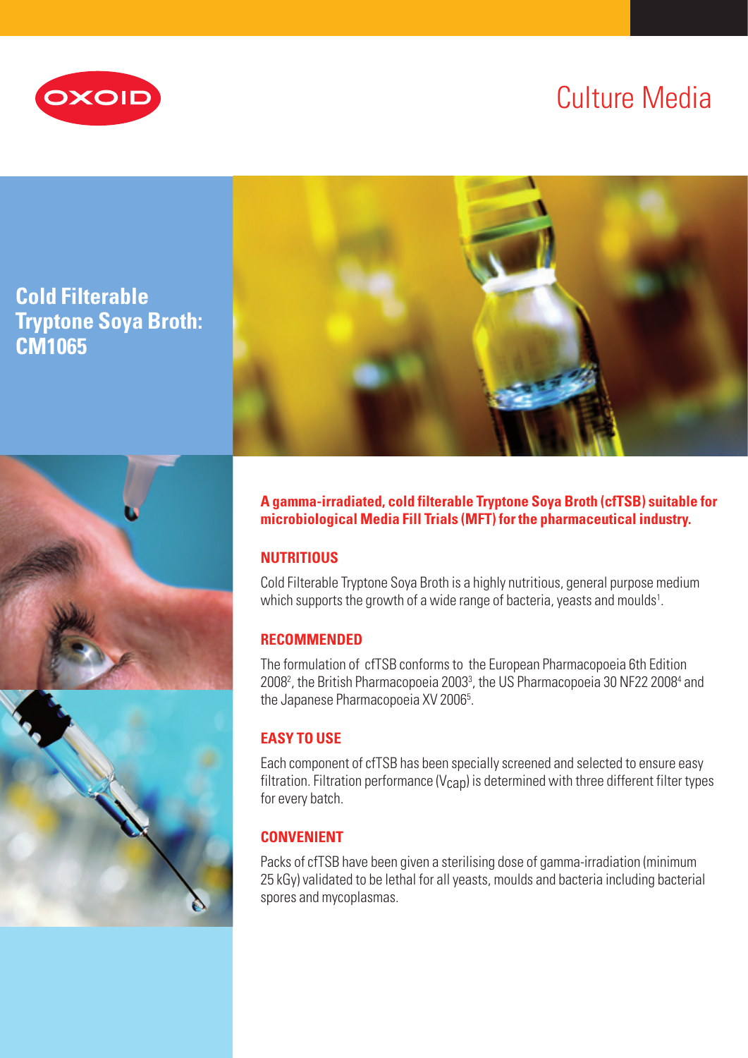OXOID

# Culture Media

## Cold Filterable Tryptone Soya Broth: CM1065

**A gamma-irradiated, cold filterable Tryptone Soya Broth (cfTSB) suitable for microbiological Media Fill Trials (MFT) for the pharmaceutical industry.**

### NUTRITIOUS

Cold Filterable Tryptone Soya Broth is a highly nutritious, general purpose medium which supports the growth of a wide range of bacteria, yeasts and moulds[1].

### RECOMMENDED

The formulation of cfTSB conforms to the European Pharmacopoeia 6th Edition 2008[2], the British Pharmacopoeia 2003[3], the US Pharmacopoeia 30 NF22 2008[4] and the Japanese Pharmacopoeia XV 2006[5].

### EASY TO USE

Each component of cfTSB has been specially screened and selected to ensure easy filtration. Filtration performance ($V_{cap}$) is determined with three different filter types for every batch.

### CONVENIENT

Packs of cfTSB have been given a sterilising dose of gamma-irradiation (minimum 25 kGy) validated to be lethal for all yeasts, moulds and bacteria including bacterial spores and mycoplasmas.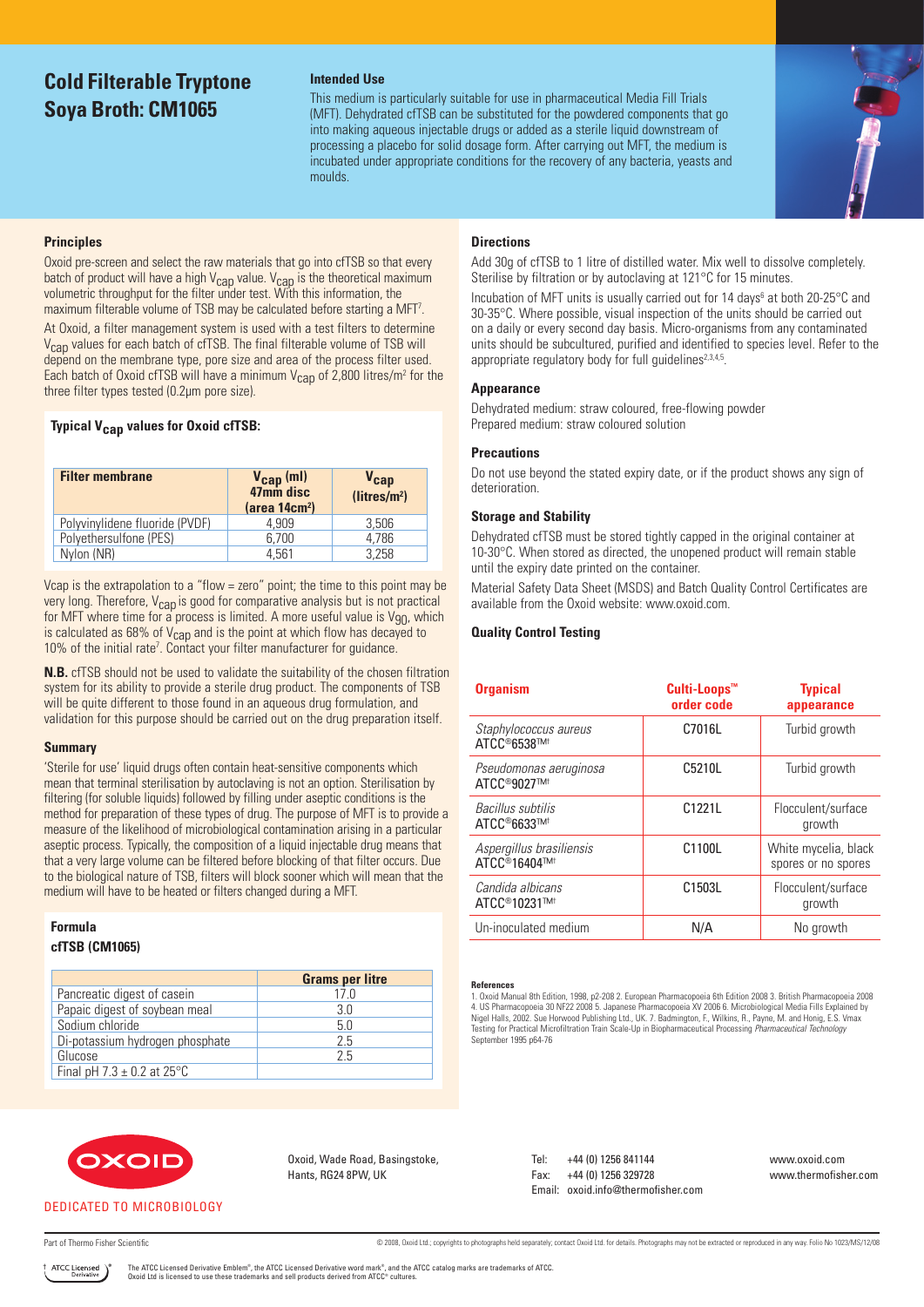# Cold Filterable Tryptone Soya Broth: CM1065

## Intended Use

This medium is particularly suitable for use in pharmaceutical Media Fill Trials (MFT). Dehydrated cfTSB can be substituted for the powdered components that go into making aqueous injectable drugs or added as a sterile liquid downstream of processing a placebo for solid dosage form. After carrying out MFT, the medium is incubated under appropriate conditions for the recovery of any bacteria, yeasts and moulds.

## Principles

Oxoid pre-screen and select the raw materials that go into cfTSB so that every batch of product will have a high $V_{cap}$ value. $V_{cap}$ is the theoretical maximum volumetric throughput for the filter under test. With this information, the maximum filterable volume of TSB may be calculated before starting a MFT[7].

At Oxoid, a filter management system is used with a test filters to determine $V_{cap}$ values for each batch of cfTSB. The final filterable volume of TSB will depend on the membrane type, pore size and area of the process filter used. Each batch of Oxoid cfTSB will have a minimum $V_{cap}$ of 2,800 litres/m$^2$ for the three filter types tested (0.2µm pore size).

### Typical $V_{cap}$ values for Oxoid cfTSB:

| Filter membrane | $V_{cap}$ (ml) 47mm disc (area 14cm$^2$) | $V_{cap}$ (litres/m$^2$) |
|---|---|---|
| Polyvinylidene fluoride (PVDF) | 4,909 | 3,506 |
| Polyethersulfone (PES) | 6,700 | 4,786 |
| Nylon (NR) | 4,561 | 3,258 |

Vcap is the extrapolation to a "flow = zero" point; the time to this point may be very long. Therefore, $V_{cap}$ is good for comparative analysis but is not practical for MFT where time for a process is limited. A more useful value is $V_{90}$, which is calculated as 68% of $V_{cap}$ and is the point at which flow has decayed to 10% of the initial rate[7]. Contact your filter manufacturer for guidance.

**N.B.** cfTSB should not be used to validate the suitability of the chosen filtration system for its ability to provide a sterile drug product. The components of TSB will be quite different to those found in an aqueous drug formulation, and validation for this purpose should be carried out on the drug preparation itself.

## Summary

'Sterile for use' liquid drugs often contain heat-sensitive components which mean that terminal sterilisation by autoclaving is not an option. Sterilisation by filtering (for soluble liquids) followed by filling under aseptic conditions is the method for preparation of these types of drug. The purpose of MFT is to provide a measure of the likelihood of microbiological contamination arising in a particular aseptic process. Typically, the composition of a liquid injectable drug means that that a very large volume can be filtered before blocking of that filter occurs. Due to the biological nature of TSB, filters will block sooner which will mean that the medium will have to be heated or filters changed during a MFT.

## Formula

**cfTSB (CM1065)**

| | Grams per litre |
|---|---|
| Pancreatic digest of casein | 17.0 |
| Papaic digest of soybean meal | 3.0 |
| Sodium chloride | 5.0 |
| Di-potassium hydrogen phosphate | 2.5 |
| Glucose | 2.5 |
| Final pH 7.3 ± 0.2 at 25°C | |

## Directions

Add 30g of cfTSB to 1 litre of distilled water. Mix well to dissolve completely. Sterilise by filtration or by autoclaving at 121°C for 15 minutes.

Incubation of MFT units is usually carried out for 14 days[6] at both 20-25°C and 30-35°C. Where possible, visual inspection of the units should be carried out on a daily or every second day basis. Micro-organisms from any contaminated units should be subcultured, purified and identified to species level. Refer to the appropriate regulatory body for full guidelines[2,3,4,5].

## Appearance

Dehydrated medium: straw coloured, free-flowing powder
Prepared medium: straw coloured solution

## Precautions

Do not use beyond the stated expiry date, or if the product shows any sign of deterioration.

## Storage and Stability

Dehydrated cfTSB must be stored tightly capped in the original container at 10-30°C. When stored as directed, the unopened product will remain stable until the expiry date printed on the container.

Material Safety Data Sheet (MSDS) and Batch Quality Control Certificates are available from the Oxoid website: www.oxoid.com.

## Quality Control Testing

| Organism | Culti-Loops™ order code | Typical appearance |
|---|---|---|
| *Staphylococcus aureus* ATCC®6538™† | C7016L | Turbid growth |
| *Pseudomonas aeruginosa* ATCC®9027™† | C5210L | Turbid growth |
| *Bacillus subtilis* ATCC®6633™† | C1221L | Flocculent/surface growth |
| *Aspergillus brasiliensis* ATCC®16404™† | C1100L | White mycelia, black spores or no spores |
| *Candida albicans* ATCC®10231™† | C1503L | Flocculent/surface growth |
| Un-inoculated medium | N/A | No growth |

### References

1. Oxoid Manual 8th Edition, 1998, p2-208 2. European Pharmacopoeia 6th Edition 2008 3. British Pharmacopoeia 2008 4. US Pharmacopoeia 30 NF22 2008 5. Japanese Pharmacopoeia XV 2006 6. Microbiological Media Fills Explained by Nigel Halls, 2002. Sue Horwood Publishing Ltd., UK. 7. Badmington, F., Wilkins, R., Payne, M. and Honig, E.S. Vmax Testing for Practical Microfiltration Train Scale-Up in Biopharmaceutical Processing *Pharmaceutical Technology* September 1995 p64-76

OXOID

DEDICATED TO MICROBIOLOGY

Oxoid, Wade Road, Basingstoke, Hants, RG24 8PW, UK

Tel: +44 (0) 1256 841144
Fax: +44 (0) 1256 329728
Email: oxoid.info@thermofisher.com

www.oxoid.com
www.thermofisher.com

Part of Thermo Fisher Scientific

© 2008, Oxoid Ltd.; copyrights to photographs held separately; contact Oxoid Ltd. for details. Photographs may not be extracted or reproduced in any way. Folio No 1023/MS/12/08

† ATCC Licensed Derivative

The ATCC Licensed Derivative Emblem®, the ATCC Licensed Derivative word mark®, and the ATCC catalog marks are trademarks of ATCC. Oxoid Ltd is licensed to use these trademarks and sell products derived from ATCC® cultures.